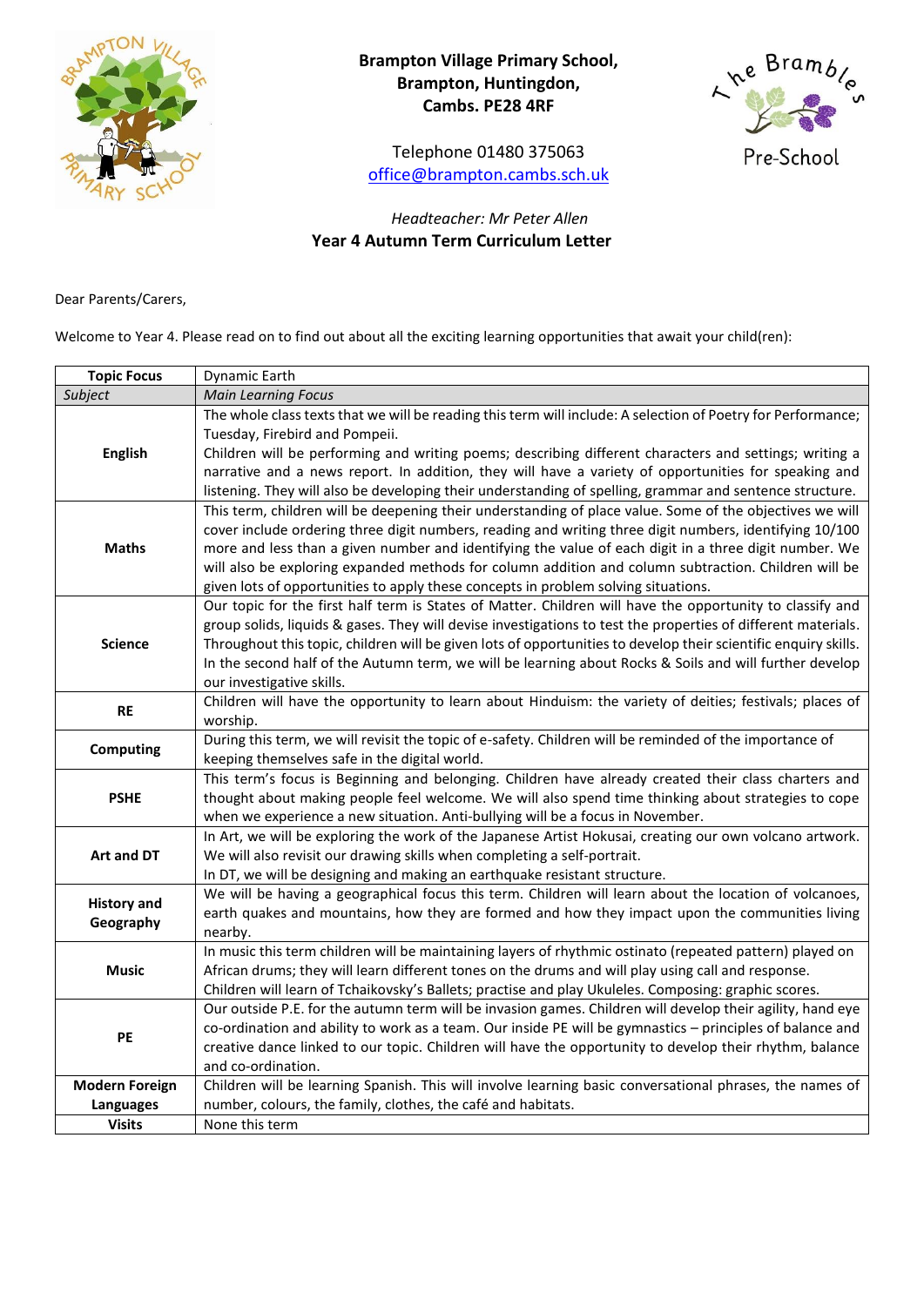**Brampton Village Primary School,**
**Brampton, Huntingdon,**
**Cambs. PE28 4RF**

Telephone 01480 375063
office@brampton.cambs.sch.uk

*Headteacher: Mr Peter Allen*

**Year 4 Autumn Term Curriculum Letter**

Dear Parents/Carers,

Welcome to Year 4. Please read on to find out about all the exciting learning opportunities that await your child(ren):

| **Topic Focus** | Dynamic Earth |
|---|---|
| *Subject* | *Main Learning Focus* |
| **English** | The whole class texts that we will be reading this term will include: A selection of Poetry for Performance; Tuesday, Firebird and Pompeii.<br>Children will be performing and writing poems; describing different characters and settings; writing a narrative and a news report. In addition, they will have a variety of opportunities for speaking and listening. They will also be developing their understanding of spelling, grammar and sentence structure. |
| **Maths** | This term, children will be deepening their understanding of place value. Some of the objectives we will cover include ordering three digit numbers, reading and writing three digit numbers, identifying 10/100 more and less than a given number and identifying the value of each digit in a three digit number. We will also be exploring expanded methods for column addition and column subtraction. Children will be given lots of opportunities to apply these concepts in problem solving situations. |
| **Science** | Our topic for the first half term is States of Matter. Children will have the opportunity to classify and group solids, liquids & gases. They will devise investigations to test the properties of different materials. Throughout this topic, children will be given lots of opportunities to develop their scientific enquiry skills. In the second half of the Autumn term, we will be learning about Rocks & Soils and will further develop our investigative skills. |
| **RE** | Children will have the opportunity to learn about Hinduism: the variety of deities; festivals; places of worship. |
| **Computing** | During this term, we will revisit the topic of e-safety. Children will be reminded of the importance of keeping themselves safe in the digital world. |
| **PSHE** | This term's focus is Beginning and belonging. Children have already created their class charters and thought about making people feel welcome. We will also spend time thinking about strategies to cope when we experience a new situation. Anti-bullying will be a focus in November. |
| **Art and DT** | In Art, we will be exploring the work of the Japanese Artist Hokusai, creating our own volcano artwork. We will also revisit our drawing skills when completing a self-portrait.<br>In DT, we will be designing and making an earthquake resistant structure. |
| **History and Geography** | We will be having a geographical focus this term. Children will learn about the location of volcanoes, earth quakes and mountains, how they are formed and how they impact upon the communities living nearby. |
| **Music** | In music this term children will be maintaining layers of rhythmic ostinato (repeated pattern) played on African drums; they will learn different tones on the drums and will play using call and response.<br>Children will learn of Tchaikovsky's Ballets; practise and play Ukuleles. Composing: graphic scores. |
| **PE** | Our outside P.E. for the autumn term will be invasion games. Children will develop their agility, hand eye co-ordination and ability to work as a team. Our inside PE will be gymnastics – principles of balance and creative dance linked to our topic. Children will have the opportunity to develop their rhythm, balance and co-ordination. |
| **Modern Foreign Languages** | Children will be learning Spanish. This will involve learning basic conversational phrases, the names of number, colours, the family, clothes, the café and habitats. |
| **Visits** | None this term |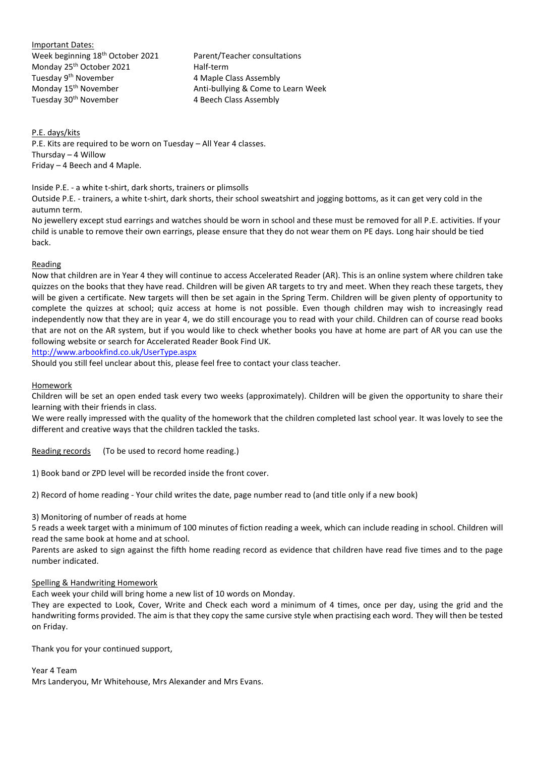Important Dates:

| | |
|---|---|
| Week beginning 18th October 2021 | Parent/Teacher consultations |
| Monday 25th October 2021 | Half-term |
| Tuesday 9th November | 4 Maple Class Assembly |
| Monday 15th November | Anti-bullying & Come to Learn Week |
| Tuesday 30th November | 4 Beech Class Assembly |

P.E. days/kits

P.E. Kits are required to be worn on Tuesday – All Year 4 classes.
Thursday – 4 Willow
Friday – 4 Beech and 4 Maple.

Inside P.E. - a white t-shirt, dark shorts, trainers or plimsolls

Outside P.E. - trainers, a white t-shirt, dark shorts, their school sweatshirt and jogging bottoms, as it can get very cold in the autumn term.

No jewellery except stud earrings and watches should be worn in school and these must be removed for all P.E. activities. If your child is unable to remove their own earrings, please ensure that they do not wear them on PE days. Long hair should be tied back.

Reading

Now that children are in Year 4 they will continue to access Accelerated Reader (AR). This is an online system where children take quizzes on the books that they have read. Children will be given AR targets to try and meet. When they reach these targets, they will be given a certificate. New targets will then be set again in the Spring Term. Children will be given plenty of opportunity to complete the quizzes at school; quiz access at home is not possible. Even though children may wish to increasingly read independently now that they are in year 4, we do still encourage you to read with your child. Children can of course read books that are not on the AR system, but if you would like to check whether books you have at home are part of AR you can use the following website or search for Accelerated Reader Book Find UK.

http://www.arbookfind.co.uk/UserType.aspx

Should you still feel unclear about this, please feel free to contact your class teacher.

Homework

Children will be set an open ended task every two weeks (approximately). Children will be given the opportunity to share their learning with their friends in class.

We were really impressed with the quality of the homework that the children completed last school year. It was lovely to see the different and creative ways that the children tackled the tasks.

Reading records (To be used to record home reading.)

1) Book band or ZPD level will be recorded inside the front cover.

2) Record of home reading - Your child writes the date, page number read to (and title only if a new book)

3) Monitoring of number of reads at home

5 reads a week target with a minimum of 100 minutes of fiction reading a week, which can include reading in school. Children will read the same book at home and at school.

Parents are asked to sign against the fifth home reading record as evidence that children have read five times and to the page number indicated.

Spelling & Handwriting Homework

Each week your child will bring home a new list of 10 words on Monday.

They are expected to Look, Cover, Write and Check each word a minimum of 4 times, once per day, using the grid and the handwriting forms provided. The aim is that they copy the same cursive style when practising each word. They will then be tested on Friday.

Thank you for your continued support,

Year 4 Team
Mrs Landeryou, Mr Whitehouse, Mrs Alexander and Mrs Evans.